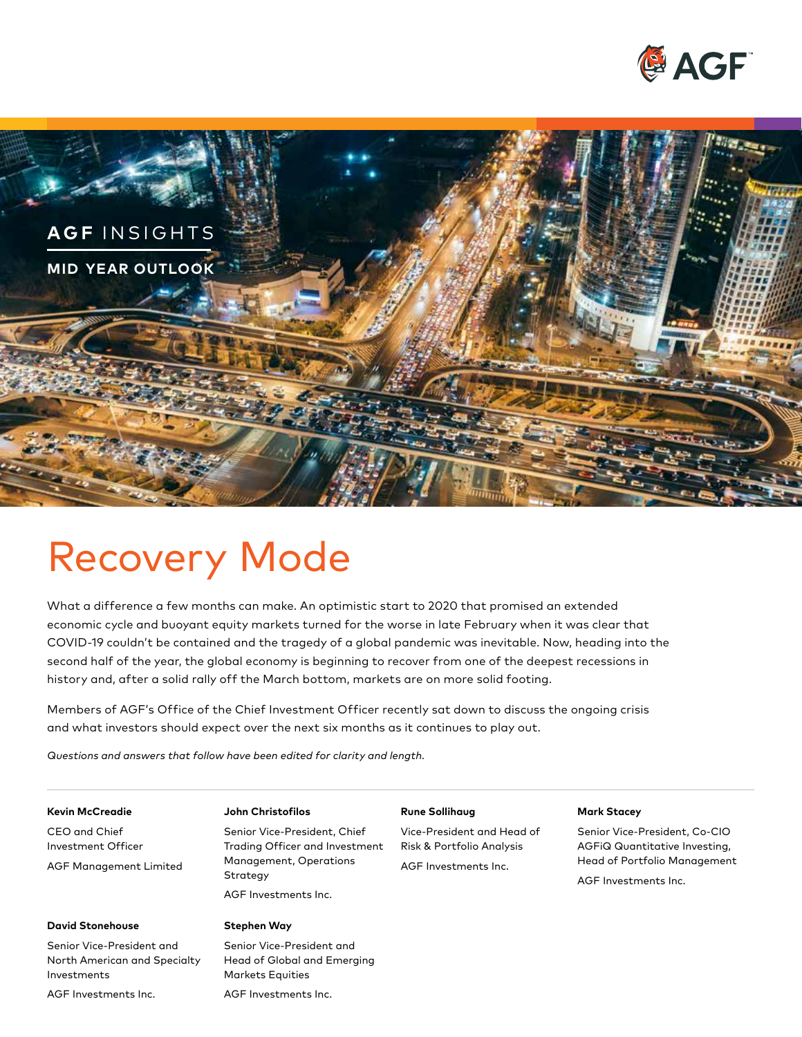AGF INSIGHTS

MID YEAR OUTLOOK

# Recovery Mode

What a difference a few months can make. An optimistic start to 2020 that promised an extended economic cycle and buoyant equity markets turned for the worse in late February when it was clear that COVID-19 couldn't be contained and the tragedy of a global pandemic was inevitable. Now, heading into the second half of the year, the global economy is beginning to recover from one of the deepest recessions in history and, after a solid rally off the March bottom, markets are on more solid footing.

Members of AGF's Office of the Chief Investment Officer recently sat down to discuss the ongoing crisis and what investors should expect over the next six months as it continues to play out.

*Questions and answers that follow have been edited for clarity and length.*

**Kevin McCreadie**
CEO and Chief Investment Officer
AGF Management Limited

**John Christofilos**
Senior Vice-President, Chief Trading Officer and Investment Management, Operations Strategy
AGF Investments Inc.

**Rune Sollihaug**
Vice-President and Head of Risk & Portfolio Analysis
AGF Investments Inc.

**Mark Stacey**
Senior Vice-President, Co-CIO AGFiQ Quantitative Investing, Head of Portfolio Management
AGF Investments Inc.

**David Stonehouse**
Senior Vice-President and North American and Specialty Investments
AGF Investments Inc.

**Stephen Way**
Senior Vice-President and Head of Global and Emerging Markets Equities
AGF Investments Inc.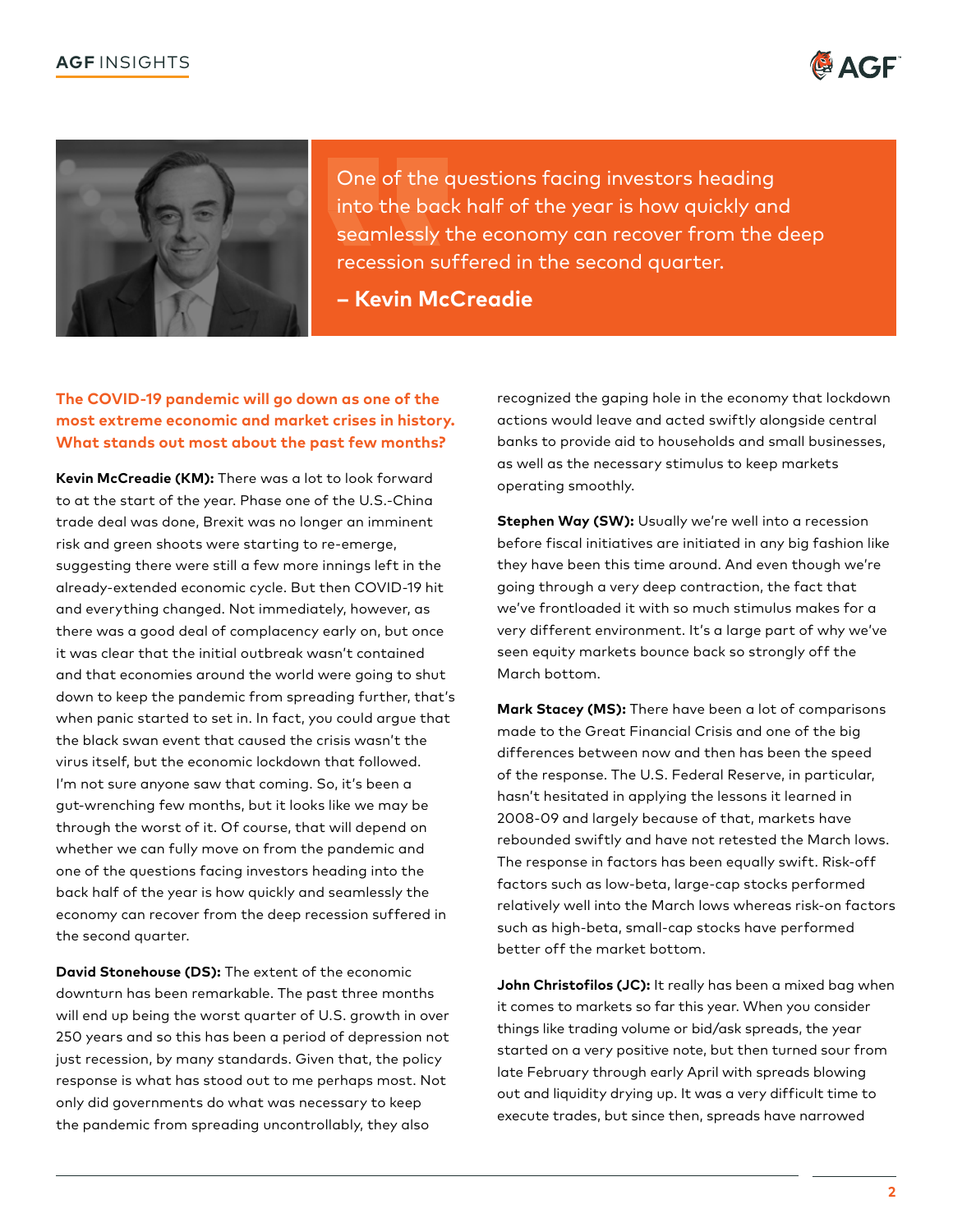> One of the questions facing investors heading into the back half of the year is how quickly and seamlessly the economy can recover from the deep recession suffered in the second quarter.
>
> **– Kevin McCreadie**

**The COVID-19 pandemic will go down as one of the most extreme economic and market crises in history. What stands out most about the past few months?**

**Kevin McCreadie (KM):** There was a lot to look forward to at the start of the year. Phase one of the U.S.-China trade deal was done, Brexit was no longer an imminent risk and green shoots were starting to re-emerge, suggesting there were still a few more innings left in the already-extended economic cycle. But then COVID-19 hit and everything changed. Not immediately, however, as there was a good deal of complacency early on, but once it was clear that the initial outbreak wasn't contained and that economies around the world were going to shut down to keep the pandemic from spreading further, that's when panic started to set in. In fact, you could argue that the black swan event that caused the crisis wasn't the virus itself, but the economic lockdown that followed. I'm not sure anyone saw that coming. So, it's been a gut-wrenching few months, but it looks like we may be through the worst of it. Of course, that will depend on whether we can fully move on from the pandemic and one of the questions facing investors heading into the back half of the year is how quickly and seamlessly the economy can recover from the deep recession suffered in the second quarter.

**David Stonehouse (DS):** The extent of the economic downturn has been remarkable. The past three months will end up being the worst quarter of U.S. growth in over 250 years and so this has been a period of depression not just recession, by many standards. Given that, the policy response is what has stood out to me perhaps most. Not only did governments do what was necessary to keep the pandemic from spreading uncontrollably, they also recognized the gaping hole in the economy that lockdown actions would leave and acted swiftly alongside central banks to provide aid to households and small businesses, as well as the necessary stimulus to keep markets operating smoothly.

**Stephen Way (SW):** Usually we're well into a recession before fiscal initiatives are initiated in any big fashion like they have been this time around. And even though we're going through a very deep contraction, the fact that we've frontloaded it with so much stimulus makes for a very different environment. It's a large part of why we've seen equity markets bounce back so strongly off the March bottom.

**Mark Stacey (MS):** There have been a lot of comparisons made to the Great Financial Crisis and one of the big differences between now and then has been the speed of the response. The U.S. Federal Reserve, in particular, hasn't hesitated in applying the lessons it learned in 2008-09 and largely because of that, markets have rebounded swiftly and have not retested the March lows. The response in factors has been equally swift. Risk-off factors such as low-beta, large-cap stocks performed relatively well into the March lows whereas risk-on factors such as high-beta, small-cap stocks have performed better off the market bottom.

**John Christofilos (JC):** It really has been a mixed bag when it comes to markets so far this year. When you consider things like trading volume or bid/ask spreads, the year started on a very positive note, but then turned sour from late February through early April with spreads blowing out and liquidity drying up. It was a very difficult time to execute trades, but since then, spreads have narrowed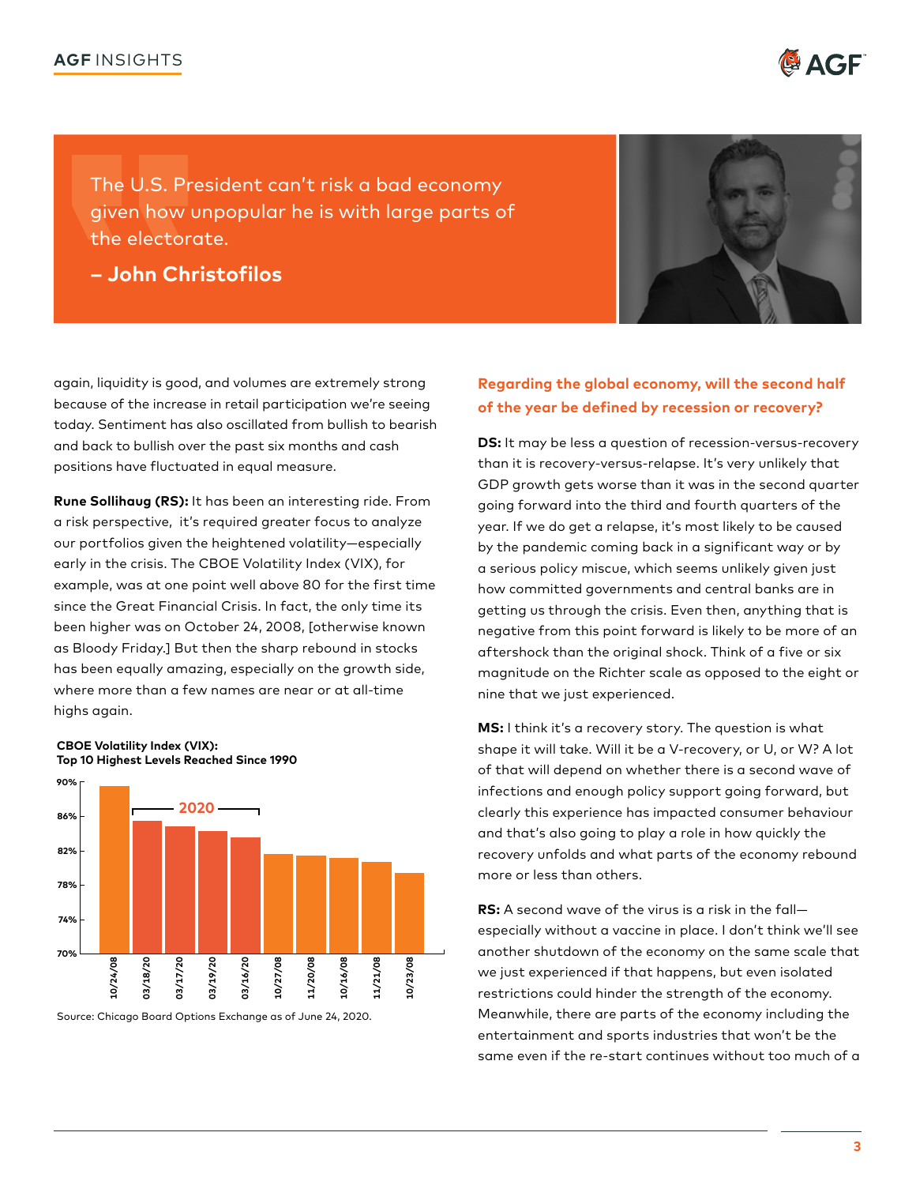> The U.S. President can't risk a bad economy given how unpopular he is with large parts of the electorate.
>
> **– John Christofilos**

again, liquidity is good, and volumes are extremely strong because of the increase in retail participation we're seeing today. Sentiment has also oscillated from bullish to bearish and back to bullish over the past six months and cash positions have fluctuated in equal measure.

**Rune Sollihaug (RS):** It has been an interesting ride. From a risk perspective, it's required greater focus to analyze our portfolios given the heightened volatility—especially early in the crisis. The CBOE Volatility Index (VIX), for example, was at one point well above 80 for the first time since the Great Financial Crisis. In fact, the only time its been higher was on October 24, 2008, [otherwise known as Bloody Friday.] But then the sharp rebound in stocks has been equally amazing, especially on the growth side, where more than a few names are near or at all-time highs again.

**CBOE Volatility Index (VIX): Top 10 Highest Levels Reached Since 1990**

Source: Chicago Board Options Exchange as of June 24, 2020.

### Regarding the global economy, will the second half of the year be defined by recession or recovery?

**DS:** It may be less a question of recession-versus-recovery than it is recovery-versus-relapse. It's very unlikely that GDP growth gets worse than it was in the second quarter going forward into the third and fourth quarters of the year. If we do get a relapse, it's most likely to be caused by the pandemic coming back in a significant way or by a serious policy miscue, which seems unlikely given just how committed governments and central banks are in getting us through the crisis. Even then, anything that is negative from this point forward is likely to be more of an aftershock than the original shock. Think of a five or six magnitude on the Richter scale as opposed to the eight or nine that we just experienced.

**MS:** I think it's a recovery story. The question is what shape it will take. Will it be a V-recovery, or U, or W? A lot of that will depend on whether there is a second wave of infections and enough policy support going forward, but clearly this experience has impacted consumer behaviour and that's also going to play a role in how quickly the recovery unfolds and what parts of the economy rebound more or less than others.

**RS:** A second wave of the virus is a risk in the fall—especially without a vaccine in place. I don't think we'll see another shutdown of the economy on the same scale that we just experienced if that happens, but even isolated restrictions could hinder the strength of the economy. Meanwhile, there are parts of the economy including the entertainment and sports industries that won't be the same even if the re-start continues without too much of a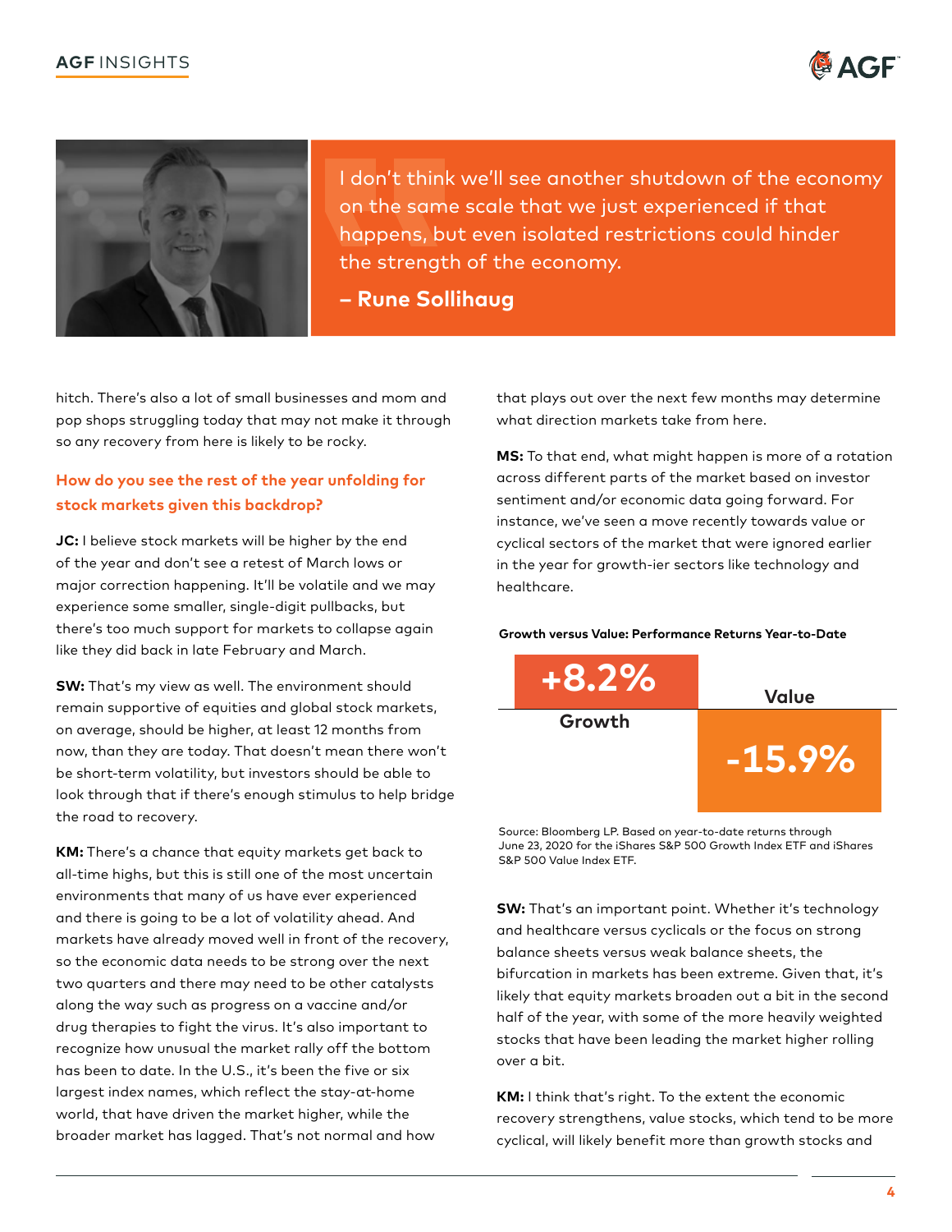> I don't think we'll see another shutdown of the economy on the same scale that we just experienced if that happens, but even isolated restrictions could hinder the strength of the economy.
>
> **– Rune Sollihaug**

hitch. There's also a lot of small businesses and mom and pop shops struggling today that may not make it through so any recovery from here is likely to be rocky.

### How do you see the rest of the year unfolding for stock markets given this backdrop?

**JC:** I believe stock markets will be higher by the end of the year and don't see a retest of March lows or major correction happening. It'll be volatile and we may experience some smaller, single-digit pullbacks, but there's too much support for markets to collapse again like they did back in late February and March.

**SW:** That's my view as well. The environment should remain supportive of equities and global stock markets, on average, should be higher, at least 12 months from now, than they are today. That doesn't mean there won't be short-term volatility, but investors should be able to look through that if there's enough stimulus to help bridge the road to recovery.

**KM:** There's a chance that equity markets get back to all-time highs, but this is still one of the most uncertain environments that many of us have ever experienced and there is going to be a lot of volatility ahead. And markets have already moved well in front of the recovery, so the economic data needs to be strong over the next two quarters and there may need to be other catalysts along the way such as progress on a vaccine and/or drug therapies to fight the virus. It's also important to recognize how unusual the market rally off the bottom has been to date. In the U.S., it's been the five or six largest index names, which reflect the stay-at-home world, that have driven the market higher, while the broader market has lagged. That's not normal and how that plays out over the next few months may determine what direction markets take from here.

**MS:** To that end, what might happen is more of a rotation across different parts of the market based on investor sentiment and/or economic data going forward. For instance, we've seen a move recently towards value or cyclical sectors of the market that were ignored earlier in the year for growth-ier sectors like technology and healthcare.

**Growth versus Value: Performance Returns Year-to-Date**

| Growth | Value |
| --- | --- |
| +8.2% | -15.9% |

Source: Bloomberg LP. Based on year-to-date returns through June 23, 2020 for the iShares S&P 500 Growth Index ETF and iShares S&P 500 Value Index ETF.

**SW:** That's an important point. Whether it's technology and healthcare versus cyclicals or the focus on strong balance sheets versus weak balance sheets, the bifurcation in markets has been extreme. Given that, it's likely that equity markets broaden out a bit in the second half of the year, with some of the more heavily weighted stocks that have been leading the market higher rolling over a bit.

**KM:** I think that's right. To the extent the economic recovery strengthens, value stocks, which tend to be more cyclical, will likely benefit more than growth stocks and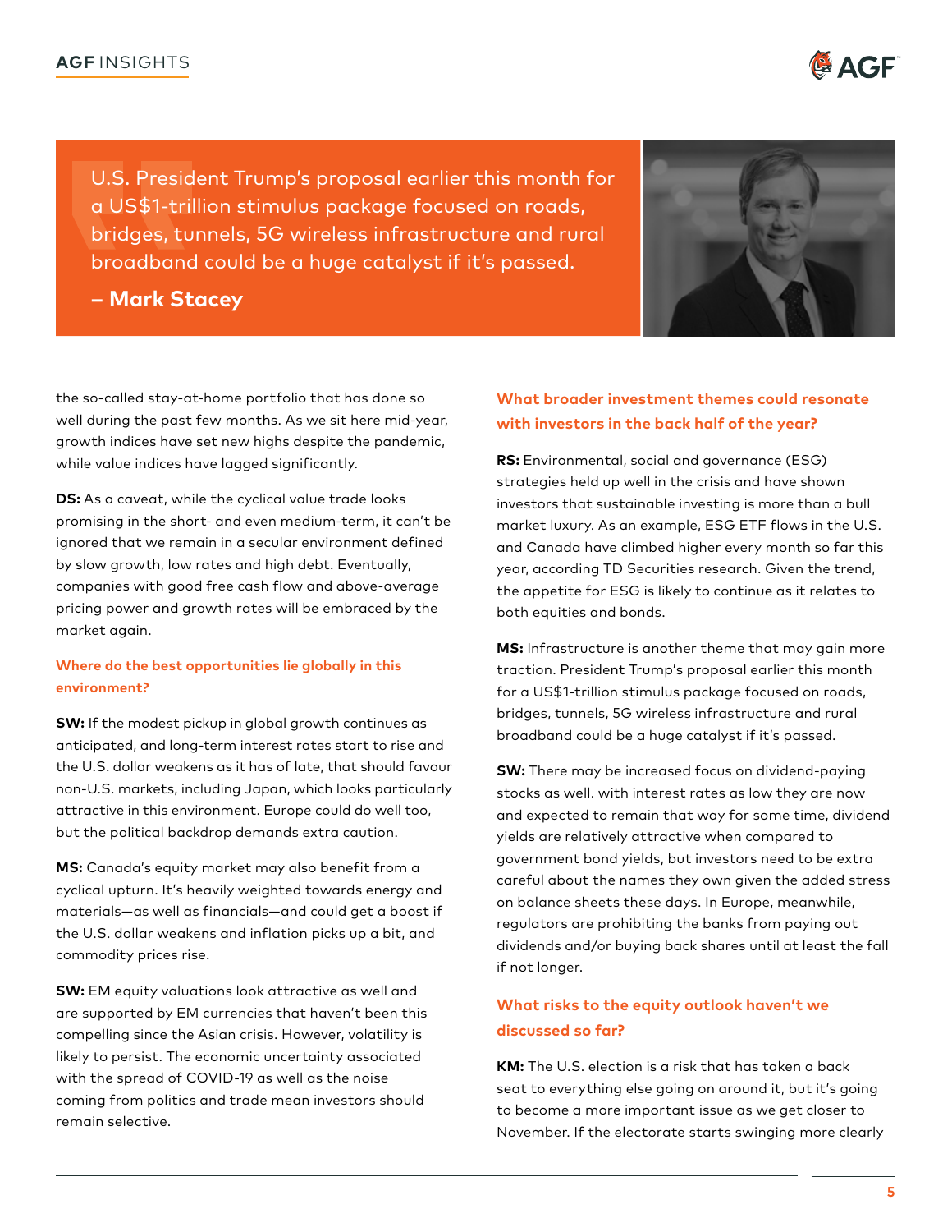> U.S. President Trump's proposal earlier this month for a US$1-trillion stimulus package focused on roads, bridges, tunnels, 5G wireless infrastructure and rural broadband could be a huge catalyst if it's passed.
>
> **– Mark Stacey**

the so-called stay-at-home portfolio that has done so well during the past few months. As we sit here mid-year, growth indices have set new highs despite the pandemic, while value indices have lagged significantly.

**DS:** As a caveat, while the cyclical value trade looks promising in the short- and even medium-term, it can't be ignored that we remain in a secular environment defined by slow growth, low rates and high debt. Eventually, companies with good free cash flow and above-average pricing power and growth rates will be embraced by the market again.

### Where do the best opportunities lie globally in this environment?

**SW:** If the modest pickup in global growth continues as anticipated, and long-term interest rates start to rise and the U.S. dollar weakens as it has of late, that should favour non-U.S. markets, including Japan, which looks particularly attractive in this environment. Europe could do well too, but the political backdrop demands extra caution.

**MS:** Canada's equity market may also benefit from a cyclical upturn. It's heavily weighted towards energy and materials—as well as financials—and could get a boost if the U.S. dollar weakens and inflation picks up a bit, and commodity prices rise.

**SW:** EM equity valuations look attractive as well and are supported by EM currencies that haven't been this compelling since the Asian crisis. However, volatility is likely to persist. The economic uncertainty associated with the spread of COVID-19 as well as the noise coming from politics and trade mean investors should remain selective.

### What broader investment themes could resonate with investors in the back half of the year?

**RS:** Environmental, social and governance (ESG) strategies held up well in the crisis and have shown investors that sustainable investing is more than a bull market luxury. As an example, ESG ETF flows in the U.S. and Canada have climbed higher every month so far this year, according TD Securities research. Given the trend, the appetite for ESG is likely to continue as it relates to both equities and bonds.

**MS:** Infrastructure is another theme that may gain more traction. President Trump's proposal earlier this month for a US$1-trillion stimulus package focused on roads, bridges, tunnels, 5G wireless infrastructure and rural broadband could be a huge catalyst if it's passed.

**SW:** There may be increased focus on dividend-paying stocks as well. with interest rates as low they are now and expected to remain that way for some time, dividend yields are relatively attractive when compared to government bond yields, but investors need to be extra careful about the names they own given the added stress on balance sheets these days. In Europe, meanwhile, regulators are prohibiting the banks from paying out dividends and/or buying back shares until at least the fall if not longer.

### What risks to the equity outlook haven't we discussed so far?

**KM:** The U.S. election is a risk that has taken a back seat to everything else going on around it, but it's going to become a more important issue as we get closer to November. If the electorate starts swinging more clearly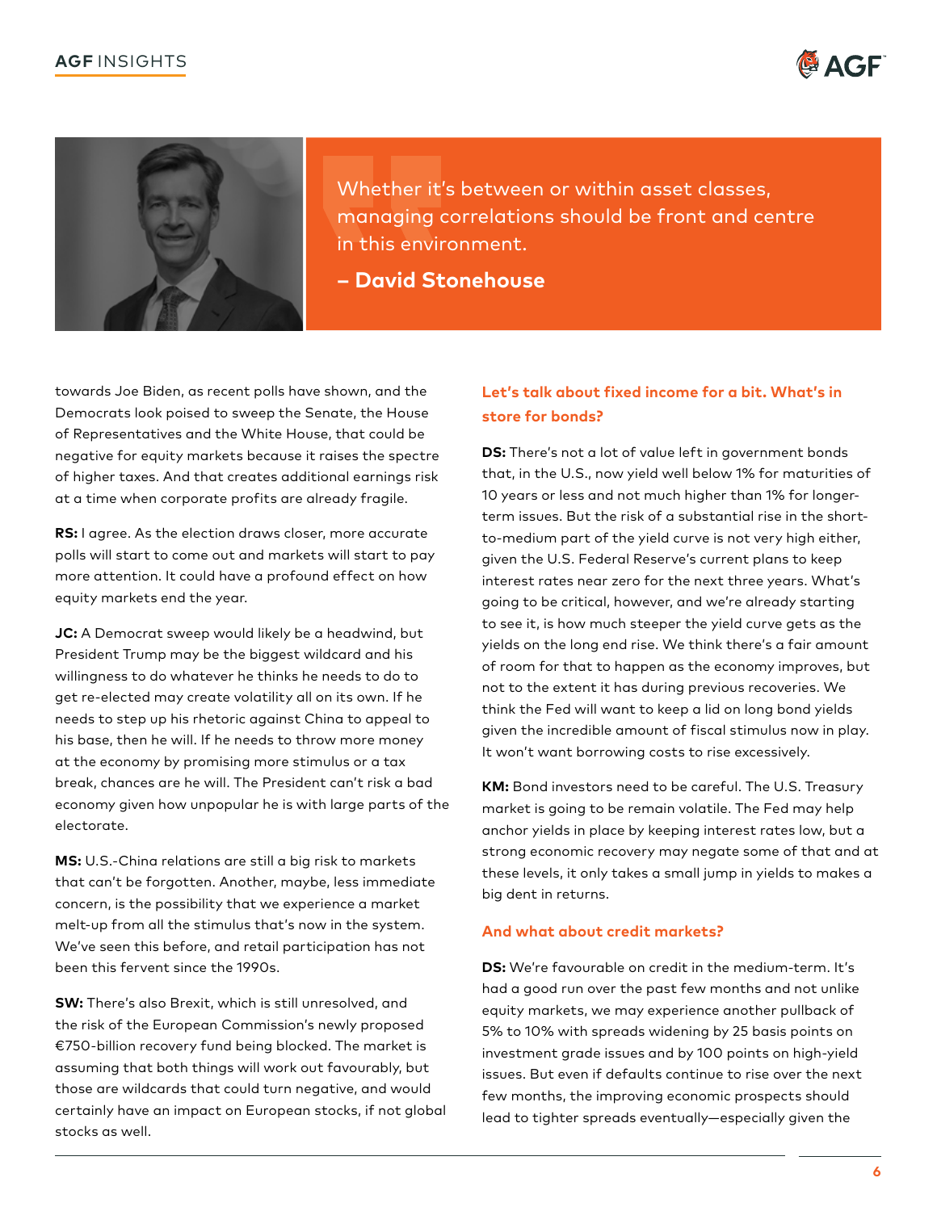> Whether it's between or within asset classes, managing correlations should be front and centre in this environment.
>
> **– David Stonehouse**

towards Joe Biden, as recent polls have shown, and the Democrats look poised to sweep the Senate, the House of Representatives and the White House, that could be negative for equity markets because it raises the spectre of higher taxes. And that creates additional earnings risk at a time when corporate profits are already fragile.

**RS:** I agree. As the election draws closer, more accurate polls will start to come out and markets will start to pay more attention. It could have a profound effect on how equity markets end the year.

**JC:** A Democrat sweep would likely be a headwind, but President Trump may be the biggest wildcard and his willingness to do whatever he thinks he needs to do to get re-elected may create volatility all on its own. If he needs to step up his rhetoric against China to appeal to his base, then he will. If he needs to throw more money at the economy by promising more stimulus or a tax break, chances are he will. The President can't risk a bad economy given how unpopular he is with large parts of the electorate.

**MS:** U.S.-China relations are still a big risk to markets that can't be forgotten. Another, maybe, less immediate concern, is the possibility that we experience a market melt-up from all the stimulus that's now in the system. We've seen this before, and retail participation has not been this fervent since the 1990s.

**SW:** There's also Brexit, which is still unresolved, and the risk of the European Commission's newly proposed €750-billion recovery fund being blocked. The market is assuming that both things will work out favourably, but those are wildcards that could turn negative, and would certainly have an impact on European stocks, if not global stocks as well.

### Let's talk about fixed income for a bit. What's in store for bonds?

**DS:** There's not a lot of value left in government bonds that, in the U.S., now yield well below 1% for maturities of 10 years or less and not much higher than 1% for longer-term issues. But the risk of a substantial rise in the short-to-medium part of the yield curve is not very high either, given the U.S. Federal Reserve's current plans to keep interest rates near zero for the next three years. What's going to be critical, however, and we're already starting to see it, is how much steeper the yield curve gets as the yields on the long end rise. We think there's a fair amount of room for that to happen as the economy improves, but not to the extent it has during previous recoveries. We think the Fed will want to keep a lid on long bond yields given the incredible amount of fiscal stimulus now in play. It won't want borrowing costs to rise excessively.

**KM:** Bond investors need to be careful. The U.S. Treasury market is going to be remain volatile. The Fed may help anchor yields in place by keeping interest rates low, but a strong economic recovery may negate some of that and at these levels, it only takes a small jump in yields to makes a big dent in returns.

### And what about credit markets?

**DS:** We're favourable on credit in the medium-term. It's had a good run over the past few months and not unlike equity markets, we may experience another pullback of 5% to 10% with spreads widening by 25 basis points on investment grade issues and by 100 points on high-yield issues. But even if defaults continue to rise over the next few months, the improving economic prospects should lead to tighter spreads eventually—especially given the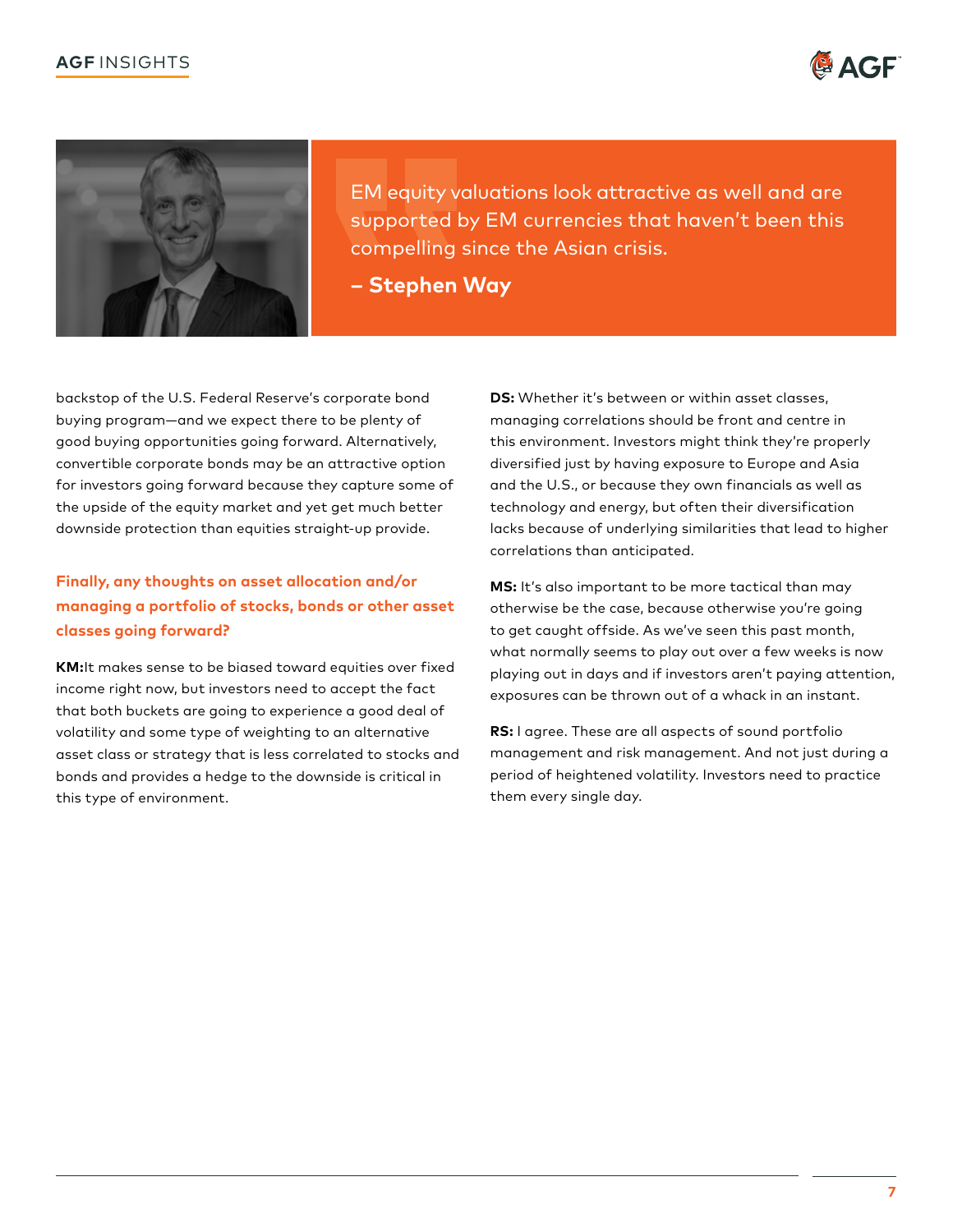> EM equity valuations look attractive as well and are supported by EM currencies that haven't been this compelling since the Asian crisis.
>
> **– Stephen Way**

backstop of the U.S. Federal Reserve's corporate bond buying program—and we expect there to be plenty of good buying opportunities going forward. Alternatively, convertible corporate bonds may be an attractive option for investors going forward because they capture some of the upside of the equity market and yet get much better downside protection than equities straight-up provide.

### Finally, any thoughts on asset allocation and/or managing a portfolio of stocks, bonds or other asset classes going forward?

**KM:** It makes sense to be biased toward equities over fixed income right now, but investors need to accept the fact that both buckets are going to experience a good deal of volatility and some type of weighting to an alternative asset class or strategy that is less correlated to stocks and bonds and provides a hedge to the downside is critical in this type of environment.

**DS:** Whether it's between or within asset classes, managing correlations should be front and centre in this environment. Investors might think they're properly diversified just by having exposure to Europe and Asia and the U.S., or because they own financials as well as technology and energy, but often their diversification lacks because of underlying similarities that lead to higher correlations than anticipated.

**MS:** It's also important to be more tactical than may otherwise be the case, because otherwise you're going to get caught offside. As we've seen this past month, what normally seems to play out over a few weeks is now playing out in days and if investors aren't paying attention, exposures can be thrown out of a whack in an instant.

**RS:** I agree. These are all aspects of sound portfolio management and risk management. And not just during a period of heightened volatility. Investors need to practice them every single day.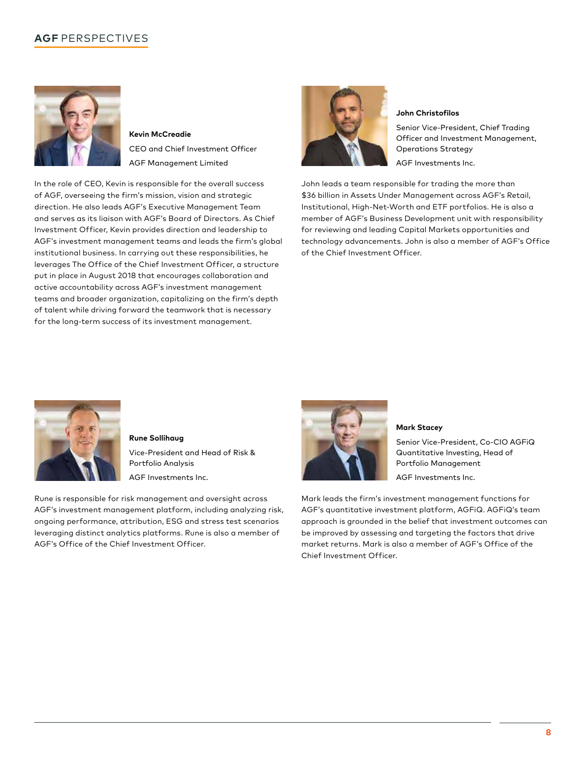**Kevin McCreadie**

CEO and Chief Investment Officer

AGF Management Limited

In the role of CEO, Kevin is responsible for the overall success of AGF, overseeing the firm's mission, vision and strategic direction. He also leads AGF's Executive Management Team and serves as its liaison with AGF's Board of Directors. As Chief Investment Officer, Kevin provides direction and leadership to AGF's investment management teams and leads the firm's global institutional business. In carrying out these responsibilities, he leverages The Office of the Chief Investment Officer, a structure put in place in August 2018 that encourages collaboration and active accountability across AGF's investment management teams and broader organization, capitalizing on the firm's depth of talent while driving forward the teamwork that is necessary for the long-term success of its investment management.

**John Christofilos**

Senior Vice-President, Chief Trading Officer and Investment Management, Operations Strategy

AGF Investments Inc.

John leads a team responsible for trading the more than $36 billion in Assets Under Management across AGF's Retail, Institutional, High-Net-Worth and ETF portfolios. He is also a member of AGF's Business Development unit with responsibility for reviewing and leading Capital Markets opportunities and technology advancements. John is also a member of AGF's Office of the Chief Investment Officer.

**Rune Sollihaug**

Vice-President and Head of Risk & Portfolio Analysis

AGF Investments Inc.

Rune is responsible for risk management and oversight across AGF's investment management platform, including analyzing risk, ongoing performance, attribution, ESG and stress test scenarios leveraging distinct analytics platforms. Rune is also a member of AGF's Office of the Chief Investment Officer.

**Mark Stacey**

Senior Vice-President, Co-CIO AGFiQ Quantitative Investing, Head of Portfolio Management

AGF Investments Inc.

Mark leads the firm's investment management functions for AGF's quantitative investment platform, AGFiQ. AGFiQ's team approach is grounded in the belief that investment outcomes can be improved by assessing and targeting the factors that drive market returns. Mark is also a member of AGF's Office of the Chief Investment Officer.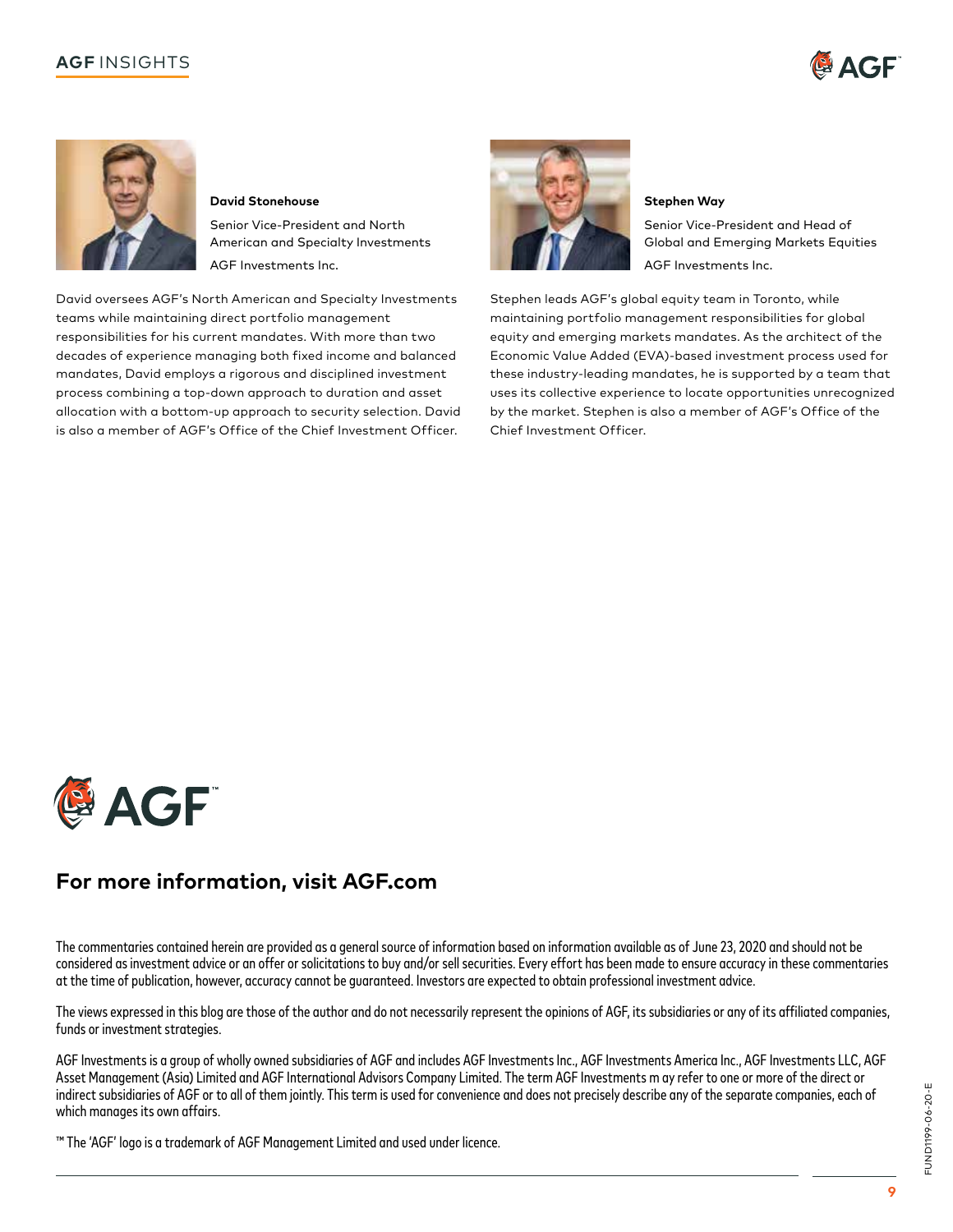**David Stonehouse**

Senior Vice-President and North American and Specialty Investments

AGF Investments Inc.

David oversees AGF's North American and Specialty Investments teams while maintaining direct portfolio management responsibilities for his current mandates. With more than two decades of experience managing both fixed income and balanced mandates, David employs a rigorous and disciplined investment process combining a top-down approach to duration and asset allocation with a bottom-up approach to security selection. David is also a member of AGF's Office of the Chief Investment Officer.

**Stephen Way**

Senior Vice-President and Head of Global and Emerging Markets Equities

AGF Investments Inc.

Stephen leads AGF's global equity team in Toronto, while maintaining portfolio management responsibilities for global equity and emerging markets mandates. As the architect of the Economic Value Added (EVA)-based investment process used for these industry-leading mandates, he is supported by a team that uses its collective experience to locate opportunities unrecognized by the market. Stephen is also a member of AGF's Office of the Chief Investment Officer.

## For more information, visit AGF.com

The commentaries contained herein are provided as a general source of information based on information available as of June 23, 2020 and should not be considered as investment advice or an offer or solicitations to buy and/or sell securities. Every effort has been made to ensure accuracy in these commentaries at the time of publication, however, accuracy cannot be guaranteed. Investors are expected to obtain professional investment advice.

The views expressed in this blog are those of the author and do not necessarily represent the opinions of AGF, its subsidiaries or any of its affiliated companies, funds or investment strategies.

AGF Investments is a group of wholly owned subsidiaries of AGF and includes AGF Investments Inc., AGF Investments America Inc., AGF Investments LLC, AGF Asset Management (Asia) Limited and AGF International Advisors Company Limited. The term AGF Investments m ay refer to one or more of the direct or indirect subsidiaries of AGF or to all of them jointly. This term is used for convenience and does not precisely describe any of the separate companies, each of which manages its own affairs.

™ The 'AGF' logo is a trademark of AGF Management Limited and used under licence.

FUND1199-06-20-E